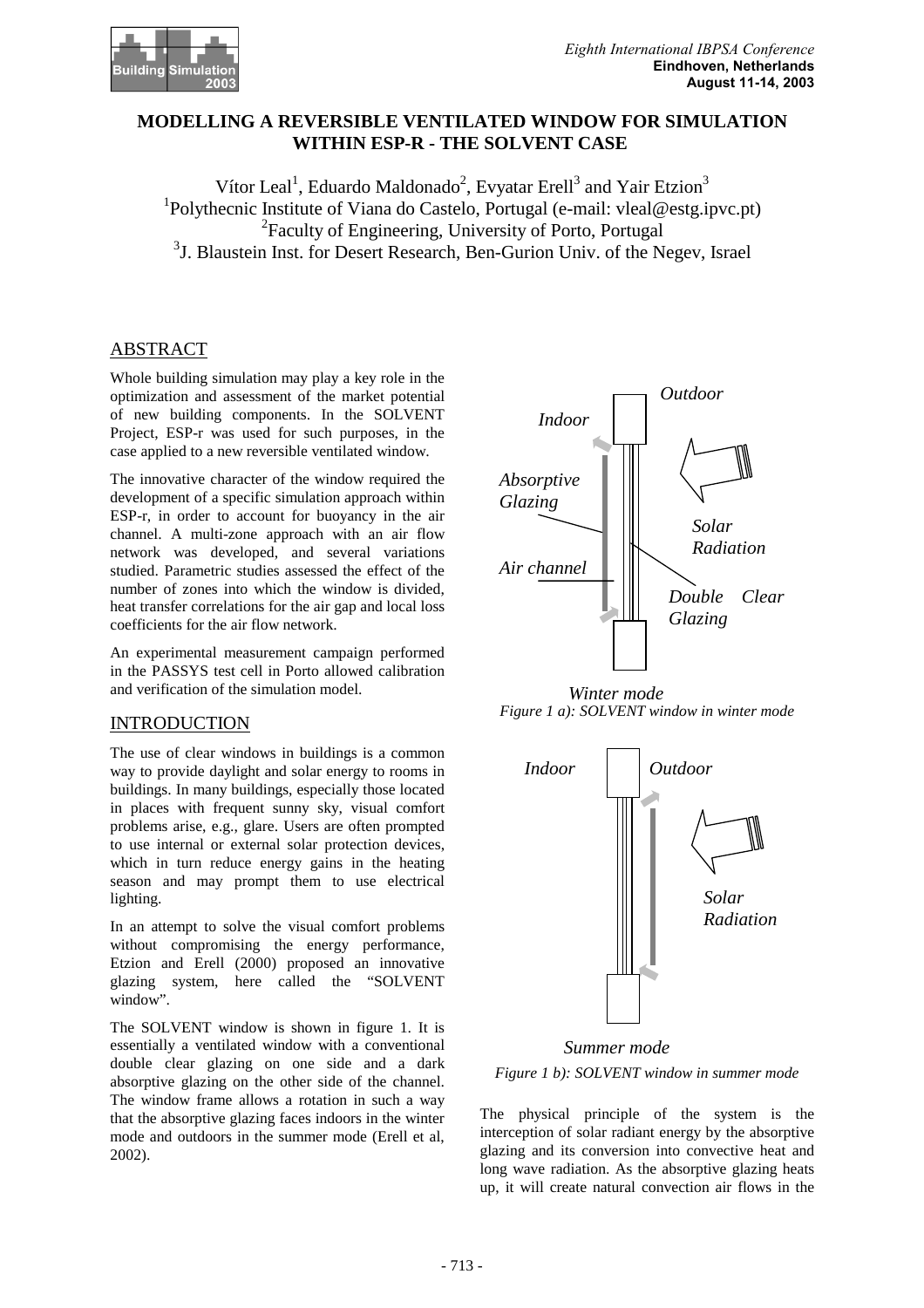# MODELLING A REVERSIBLE VENTILATED WINDOW FOR SIMULATION WITHIN ESP-R - THE SOLVENT CASE

Vítor Leal[1], Eduardo Maldonado[2], Evyatar Erell[3] and Yair Etzion[3]

[1]Polythecnic Institute of Viana do Castelo, Portugal (e-mail: vleal@estg.ipvc.pt)

[2]Faculty of Engineering, University of Porto, Portugal

[3]J. Blaustein Inst. for Desert Research, Ben-Gurion Univ. of the Negev, Israel

## ABSTRACT

Whole building simulation may play a key role in the optimization and assessment of the market potential of new building components. In the SOLVENT Project, ESP-r was used for such purposes, in the case applied to a new reversible ventilated window.

The innovative character of the window required the development of a specific simulation approach within ESP-r, in order to account for buoyancy in the air channel. A multi-zone approach with an air flow network was developed, and several variations studied. Parametric studies assessed the effect of the number of zones into which the window is divided, heat transfer correlations for the air gap and local loss coefficients for the air flow network.

An experimental measurement campaign performed in the PASSYS test cell in Porto allowed calibration and verification of the simulation model.

## INTRODUCTION

The use of clear windows in buildings is a common way to provide daylight and solar energy to rooms in buildings. In many buildings, especially those located in places with frequent sunny sky, visual comfort problems arise, e.g., glare. Users are often prompted to use internal or external solar protection devices, which in turn reduce energy gains in the heating season and may prompt them to use electrical lighting.

In an attempt to solve the visual comfort problems without compromising the energy performance, Etzion and Erell (2000) proposed an innovative glazing system, here called the "SOLVENT window".

The SOLVENT window is shown in figure 1. It is essentially a ventilated window with a conventional double clear glazing on one side and a dark absorptive glazing on the other side of the channel. The window frame allows a rotation in such a way that the absorptive glazing faces indoors in the winter mode and outdoors in the summer mode (Erell et al, 2002).

Winter mode

*Figure 1 a): SOLVENT window in winter mode*

Summer mode

*Figure 1 b): SOLVENT window in summer mode*

The physical principle of the system is the interception of solar radiant energy by the absorptive glazing and its conversion into convective heat and long wave radiation. As the absorptive glazing heats up, it will create natural convection air flows in the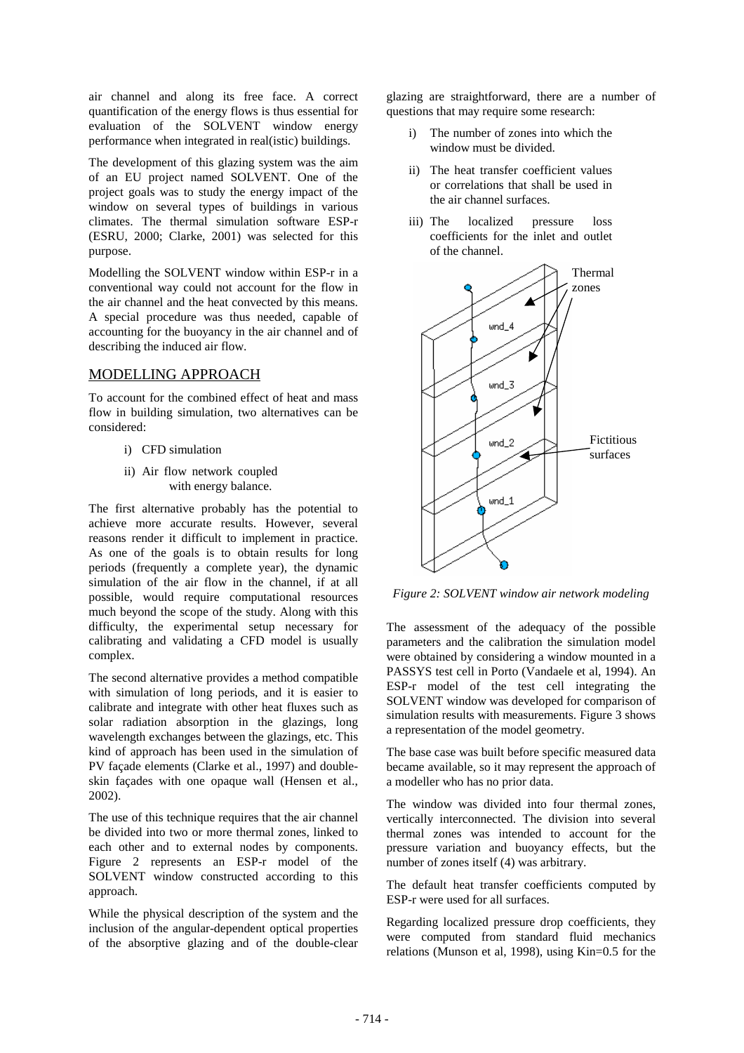air channel and along its free face. A correct quantification of the energy flows is thus essential for evaluation of the SOLVENT window energy performance when integrated in real(istic) buildings.

The development of this glazing system was the aim of an EU project named SOLVENT. One of the project goals was to study the energy impact of the window on several types of buildings in various climates. The thermal simulation software ESP-r (ESRU, 2000; Clarke, 2001) was selected for this purpose.

Modelling the SOLVENT window within ESP-r in a conventional way could not account for the flow in the air channel and the heat convected by this means. A special procedure was thus needed, capable of accounting for the buoyancy in the air channel and of describing the induced air flow.

## MODELLING APPROACH

To account for the combined effect of heat and mass flow in building simulation, two alternatives can be considered:

i) CFD simulation

ii) Air flow network coupled with energy balance.

The first alternative probably has the potential to achieve more accurate results. However, several reasons render it difficult to implement in practice. As one of the goals is to obtain results for long periods (frequently a complete year), the dynamic simulation of the air flow in the channel, if at all possible, would require computational resources much beyond the scope of the study. Along with this difficulty, the experimental setup necessary for calibrating and validating a CFD model is usually complex.

The second alternative provides a method compatible with simulation of long periods, and it is easier to calibrate and integrate with other heat fluxes such as solar radiation absorption in the glazings, long wavelength exchanges between the glazings, etc. This kind of approach has been used in the simulation of PV façade elements (Clarke et al., 1997) and double-skin façades with one opaque wall (Hensen et al., 2002).

The use of this technique requires that the air channel be divided into two or more thermal zones, linked to each other and to external nodes by components. Figure 2 represents an ESP-r model of the SOLVENT window constructed according to this approach.

While the physical description of the system and the inclusion of the angular-dependent optical properties of the absorptive glazing and of the double-clear glazing are straightforward, there are a number of questions that may require some research:

i) The number of zones into which the window must be divided.

ii) The heat transfer coefficient values or correlations that shall be used in the air channel surfaces.

iii) The localized pressure loss coefficients for the inlet and outlet of the channel.

*Figure 2: SOLVENT window air network modeling*

The assessment of the adequacy of the possible parameters and the calibration the simulation model were obtained by considering a window mounted in a PASSYS test cell in Porto (Vandaele et al, 1994). An ESP-r model of the test cell integrating the SOLVENT window was developed for comparison of simulation results with measurements. Figure 3 shows a representation of the model geometry.

The base case was built before specific measured data became available, so it may represent the approach of a modeller who has no prior data.

The window was divided into four thermal zones, vertically interconnected. The division into several thermal zones was intended to account for the pressure variation and buoyancy effects, but the number of zones itself (4) was arbitrary.

The default heat transfer coefficients computed by ESP-r were used for all surfaces.

Regarding localized pressure drop coefficients, they were computed from standard fluid mechanics relations (Munson et al, 1998), using Kin=0.5 for the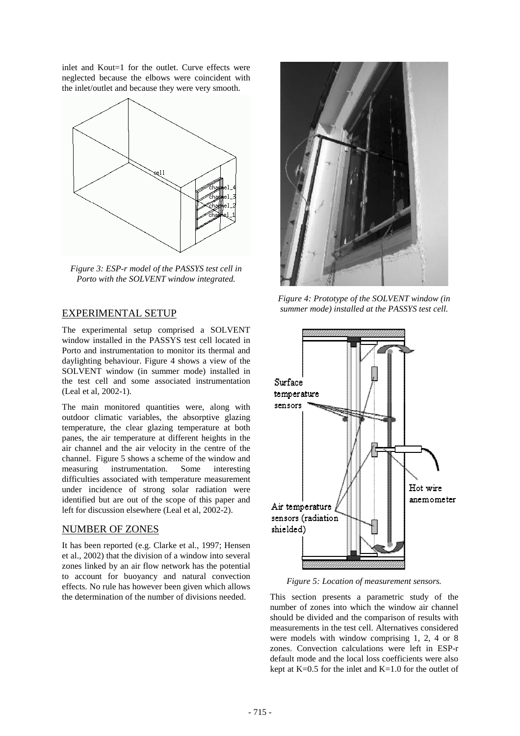inlet and Kout=1 for the outlet. Curve effects were neglected because the elbows were coincident with the inlet/outlet and because they were very smooth.

*Figure 3: ESP-r model of the PASSYS test cell in Porto with the SOLVENT window integrated.*

## EXPERIMENTAL SETUP

The experimental setup comprised a SOLVENT window installed in the PASSYS test cell located in Porto and instrumentation to monitor its thermal and daylighting behaviour. Figure 4 shows a view of the SOLVENT window (in summer mode) installed in the test cell and some associated instrumentation (Leal et al, 2002-1).

The main monitored quantities were, along with outdoor climatic variables, the absorptive glazing temperature, the clear glazing temperature at both panes, the air temperature at different heights in the air channel and the air velocity in the centre of the channel. Figure 5 shows a scheme of the window and measuring instrumentation. Some interesting difficulties associated with temperature measurement under incidence of strong solar radiation were identified but are out of the scope of this paper and left for discussion elsewhere (Leal et al, 2002-2).

## NUMBER OF ZONES

It has been reported (e.g. Clarke et al., 1997; Hensen et al., 2002) that the division of a window into several zones linked by an air flow network has the potential to account for buoyancy and natural convection effects. No rule has however been given which allows the determination of the number of divisions needed.

*Figure 4: Prototype of the SOLVENT window (in summer mode) installed at the PASSYS test cell.*

*Figure 5: Location of measurement sensors.*

This section presents a parametric study of the number of zones into which the window air channel should be divided and the comparison of results with measurements in the test cell. Alternatives considered were models with window comprising 1, 2, 4 or 8 zones. Convection calculations were left in ESP-r default mode and the local loss coefficients were also kept at K=0.5 for the inlet and K=1.0 for the outlet of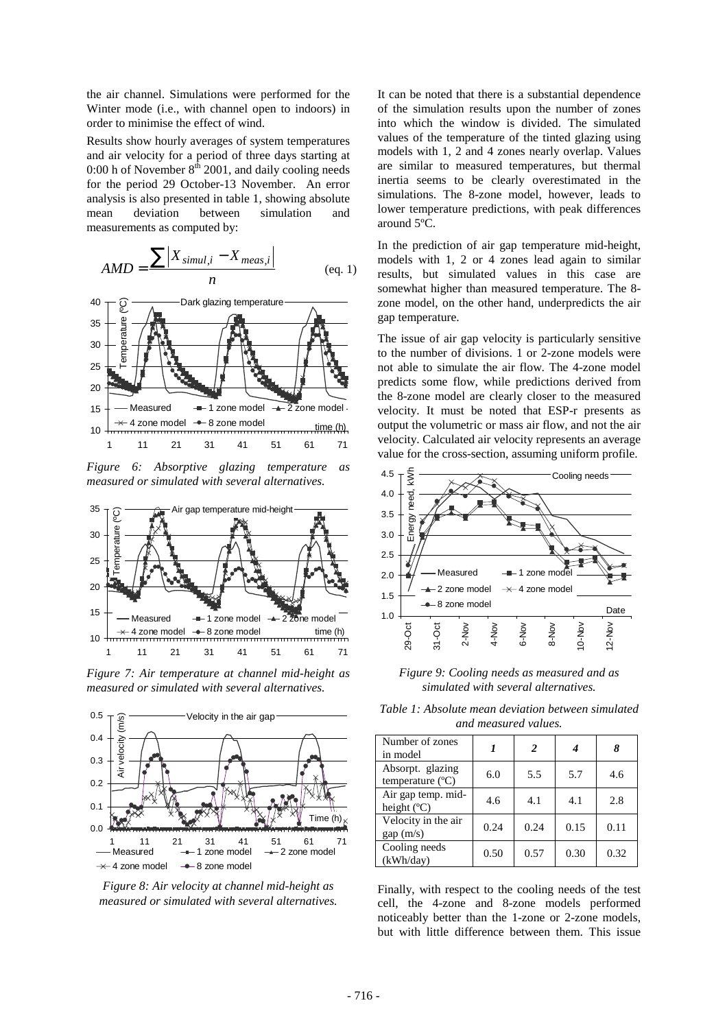the air channel. Simulations were performed for the Winter mode (i.e., with channel open to indoors) in order to minimise the effect of wind.

Results show hourly averages of system temperatures and air velocity for a period of three days starting at 0:00 h of November 8th 2001, and daily cooling needs for the period 29 October-13 November. An error analysis is also presented in table 1, showing absolute mean deviation between simulation and measurements as computed by:

$$AMD = \frac{\sum \left| X_{simul,i} - X_{meas,i} \right|}{n} \quad \text{(eq. 1)}$$

*Figure 6: Absorptive glazing temperature as measured or simulated with several alternatives.*

*Figure 7: Air temperature at channel mid-height as measured or simulated with several alternatives.*

*Figure 8: Air velocity at channel mid-height as measured or simulated with several alternatives.*

It can be noted that there is a substantial dependence of the simulation results upon the number of zones into which the window is divided. The simulated values of the temperature of the tinted glazing using models with 1, 2 and 4 zones nearly overlap. Values are similar to measured temperatures, but thermal inertia seems to be clearly overestimated in the simulations. The 8-zone model, however, leads to lower temperature predictions, with peak differences around 5ºC.

In the prediction of air gap temperature mid-height, models with 1, 2 or 4 zones lead again to similar results, but simulated values in this case are somewhat higher than measured temperature. The 8-zone model, on the other hand, underpredicts the air gap temperature.

The issue of air gap velocity is particularly sensitive to the number of divisions. 1 or 2-zone models were not able to simulate the air flow. The 4-zone model predicts some flow, while predictions derived from the 8-zone model are clearly closer to the measured velocity. It must be noted that ESP-r presents as output the volumetric or mass air flow, and not the air velocity. Calculated air velocity represents an average value for the cross-section, assuming uniform profile.

*Figure 9: Cooling needs as measured and as simulated with several alternatives.*

*Table 1: Absolute mean deviation between simulated and measured values.*

| Number of zones in model | *1* | *2* | *4* | *8* |
|---|---|---|---|---|
| Absorpt. glazing temperature (ºC) | 6.0 | 5.5 | 5.7 | 4.6 |
| Air gap temp. mid-height (ºC) | 4.6 | 4.1 | 4.1 | 2.8 |
| Velocity in the air gap (m/s) | 0.24 | 0.24 | 0.15 | 0.11 |
| Cooling needs (kWh/day) | 0.50 | 0.57 | 0.30 | 0.32 |

Finally, with respect to the cooling needs of the test cell, the 4-zone and 8-zone models performed noticeably better than the 1-zone or 2-zone models, but with little difference between them. This issue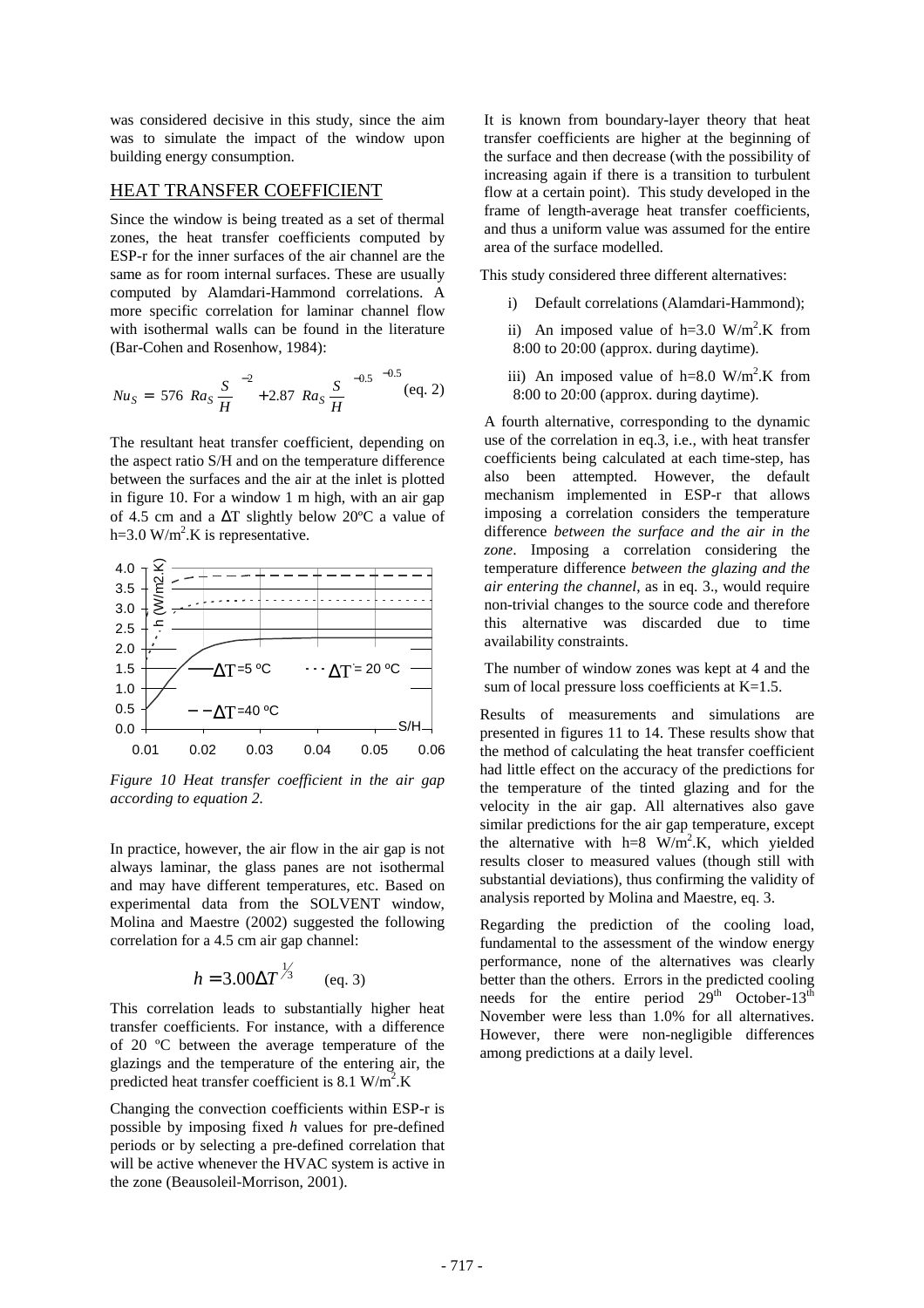was considered decisive in this study, since the aim was to simulate the impact of the window upon building energy consumption.

## HEAT TRANSFER COEFFICIENT

Since the window is being treated as a set of thermal zones, the heat transfer coefficients computed by ESP-r for the inner surfaces of the air channel are the same as for room internal surfaces. These are usually computed by Alamdari-Hammond correlations. A more specific correlation for laminar channel flow with isothermal walls can be found in the literature (Bar-Cohen and Rosenhow, 1984):

$$Nu_S = \left[ \frac{576}{\left( Ra_S \frac{S}{H} \right)^{2}} + \frac{2.87}{\left( Ra_S \frac{S}{H} \right)^{0.5}} \right]^{-0.5} \quad \text{(eq. 2)}$$

The resultant heat transfer coefficient, depending on the aspect ratio S/H and on the temperature difference between the surfaces and the air at the inlet is plotted in figure 10. For a window 1 m high, with an air gap of 4.5 cm and a $\Delta T$ slightly below 20ºC a value of h=3.0 W/m$^2$.K is representative.

*Figure 10 Heat transfer coefficient in the air gap according to equation 2.*

In practice, however, the air flow in the air gap is not always laminar, the glass panes are not isothermal and may have different temperatures, etc. Based on experimental data from the SOLVENT window, Molina and Maestre (2002) suggested the following correlation for a 4.5 cm air gap channel:

$$h = 3.00 \Delta T^{1/3} \quad \text{(eq. 3)}$$

This correlation leads to substantially higher heat transfer coefficients. For instance, with a difference of 20 ºC between the average temperature of the glazings and the temperature of the entering air, the predicted heat transfer coefficient is 8.1 W/m$^2$.K

Changing the convection coefficients within ESP-r is possible by imposing fixed *h* values for pre-defined periods or by selecting a pre-defined correlation that will be active whenever the HVAC system is active in the zone (Beausoleil-Morrison, 2001).

It is known from boundary-layer theory that heat transfer coefficients are higher at the beginning of the surface and then decrease (with the possibility of increasing again if there is a transition to turbulent flow at a certain point). This study developed in the frame of length-average heat transfer coefficients, and thus a uniform value was assumed for the entire area of the surface modelled.

This study considered three different alternatives:

i) Default correlations (Alamdari-Hammond);

ii) An imposed value of h=3.0 W/m$^2$.K from 8:00 to 20:00 (approx. during daytime).

iii) An imposed value of h=8.0 W/m$^2$.K from 8:00 to 20:00 (approx. during daytime).

A fourth alternative, corresponding to the dynamic use of the correlation in eq.3, i.e., with heat transfer coefficients being calculated at each time-step, has also been attempted. However, the default mechanism implemented in ESP-r that allows imposing a correlation considers the temperature difference *between the surface and the air in the zone*. Imposing a correlation considering the temperature difference *between the glazing and the air entering the channel*, as in eq. 3., would require non-trivial changes to the source code and therefore this alternative was discarded due to time availability constraints.

The number of window zones was kept at 4 and the sum of local pressure loss coefficients at K=1.5.

Results of measurements and simulations are presented in figures 11 to 14. These results show that the method of calculating the heat transfer coefficient had little effect on the accuracy of the predictions for the temperature of the tinted glazing and for the velocity in the air gap. All alternatives also gave similar predictions for the air gap temperature, except the alternative with h=8 W/m$^2$.K, which yielded results closer to measured values (though still with substantial deviations), thus confirming the validity of analysis reported by Molina and Maestre, eq. 3.

Regarding the prediction of the cooling load, fundamental to the assessment of the window energy performance, none of the alternatives was clearly better than the others. Errors in the predicted cooling needs for the entire period 29$^{th}$ October-13$^{th}$ November were less than 1.0% for all alternatives. However, there were non-negligible differences among predictions at a daily level.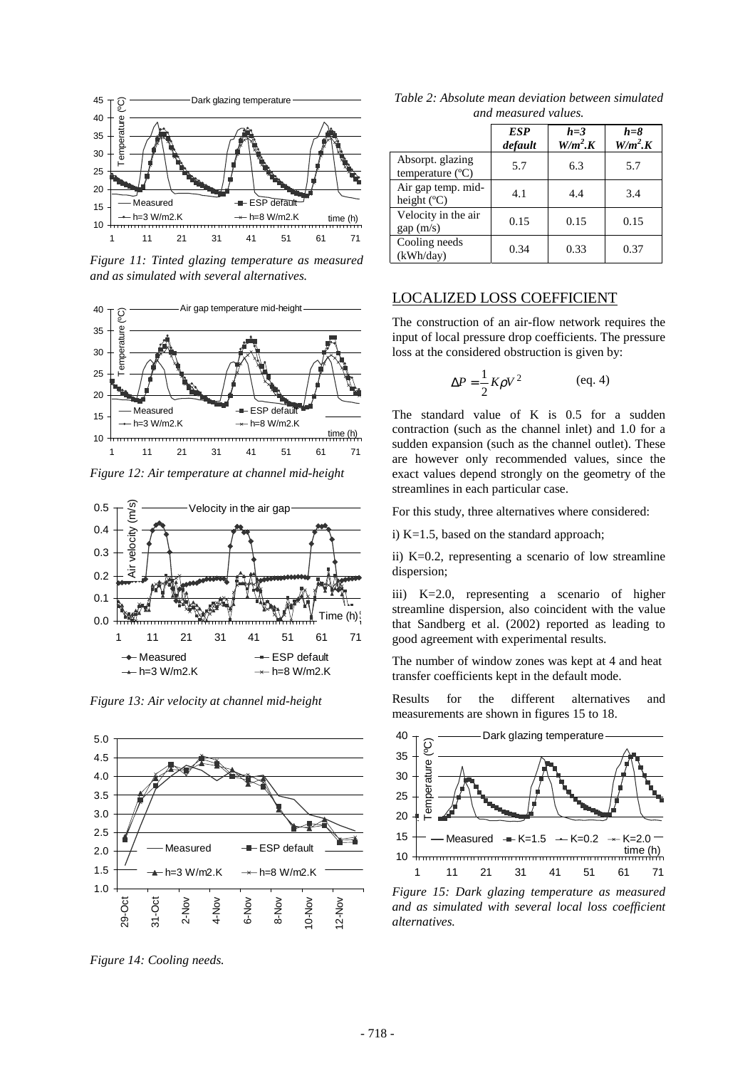*Figure 11: Tinted glazing temperature as measured and as simulated with several alternatives.*

*Figure 12: Air temperature at channel mid-height*

*Figure 13: Air velocity at channel mid-height*

*Figure 14: Cooling needs.*

*Table 2: Absolute mean deviation between simulated and measured values.*

| | *ESP default* | *h=3 W/m²·K* | *h=8 W/m²·K* |
|---|---|---|---|
| Absorpt. glazing temperature (ºC) | 5.7 | 6.3 | 5.7 |
| Air gap temp. mid-height (ºC) | 4.1 | 4.4 | 3.4 |
| Velocity in the air gap (m/s) | 0.15 | 0.15 | 0.15 |
| Cooling needs (kWh/day) | 0.34 | 0.33 | 0.37 |

## LOCALIZED LOSS COEFFICIENT

The construction of an air-flow network requires the input of local pressure drop coefficients. The pressure loss at the considered obstruction is given by:

$$\Delta P = \frac{1}{2} K \rho V^2 \qquad \text{(eq. 4)}$$

The standard value of K is 0.5 for a sudden contraction (such as the channel inlet) and 1.0 for a sudden expansion (such as the channel outlet). These are however only recommended values, since the exact values depend strongly on the geometry of the streamlines in each particular case.

For this study, three alternatives where considered:

i) K=1.5, based on the standard approach;

ii) K=0.2, representing a scenario of low streamline dispersion;

iii) K=2.0, representing a scenario of higher streamline dispersion, also coincident with the value that Sandberg et al. (2002) reported as leading to good agreement with experimental results.

The number of window zones was kept at 4 and heat transfer coefficients kept in the default mode.

Results for the different alternatives and measurements are shown in figures 15 to 18.

*Figure 15: Dark glazing temperature as measured and as simulated with several local loss coefficient alternatives.*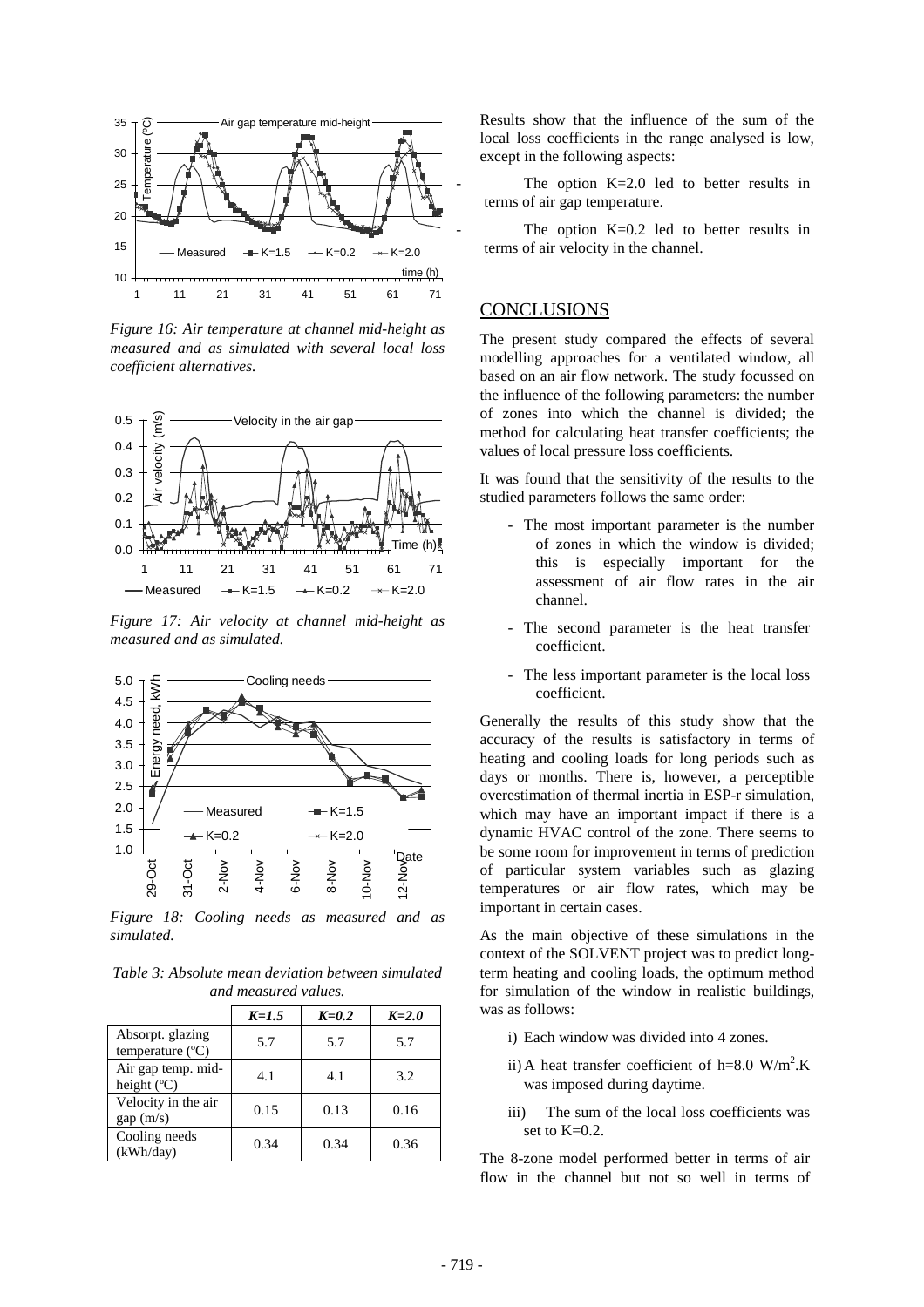*Figure 16: Air temperature at channel mid-height as measured and as simulated with several local loss coefficient alternatives.*

*Figure 17: Air velocity at channel mid-height as measured and as simulated.*

*Figure 18: Cooling needs as measured and as simulated.*

*Table 3: Absolute mean deviation between simulated and measured values.*

| | *K=1.5* | *K=0.2* | *K=2.0* |
|---|---|---|---|
| Absorpt. glazing temperature (ºC) | 5.7 | 5.7 | 5.7 |
| Air gap temp. mid-height (ºC) | 4.1 | 4.1 | 3.2 |
| Velocity in the air gap (m/s) | 0.15 | 0.13 | 0.16 |
| Cooling needs (kWh/day) | 0.34 | 0.34 | 0.36 |

Results show that the influence of the sum of the local loss coefficients in the range analysed is low, except in the following aspects:

- The option K=2.0 led to better results in terms of air gap temperature.
- The option K=0.2 led to better results in terms of air velocity in the channel.

## CONCLUSIONS

The present study compared the effects of several modelling approaches for a ventilated window, all based on an air flow network. The study focussed on the influence of the following parameters: the number of zones into which the channel is divided; the method for calculating heat transfer coefficients; the values of local pressure loss coefficients.

It was found that the sensitivity of the results to the studied parameters follows the same order:

- The most important parameter is the number of zones in which the window is divided; this is especially important for the assessment of air flow rates in the air channel.
- The second parameter is the heat transfer coefficient.
- The less important parameter is the local loss coefficient.

Generally the results of this study show that the accuracy of the results is satisfactory in terms of heating and cooling loads for long periods such as days or months. There is, however, a perceptible overestimation of thermal inertia in ESP-r simulation, which may have an important impact if there is a dynamic HVAC control of the zone. There seems to be some room for improvement in terms of prediction of particular system variables such as glazing temperatures or air flow rates, which may be important in certain cases.

As the main objective of these simulations in the context of the SOLVENT project was to predict long-term heating and cooling loads, the optimum method for simulation of the window in realistic buildings, was as follows:

i) Each window was divided into 4 zones.

ii) A heat transfer coefficient of h=8.0 W/m$^2$.K was imposed during daytime.

iii) The sum of the local loss coefficients was set to K=0.2.

The 8-zone model performed better in terms of air flow in the channel but not so well in terms of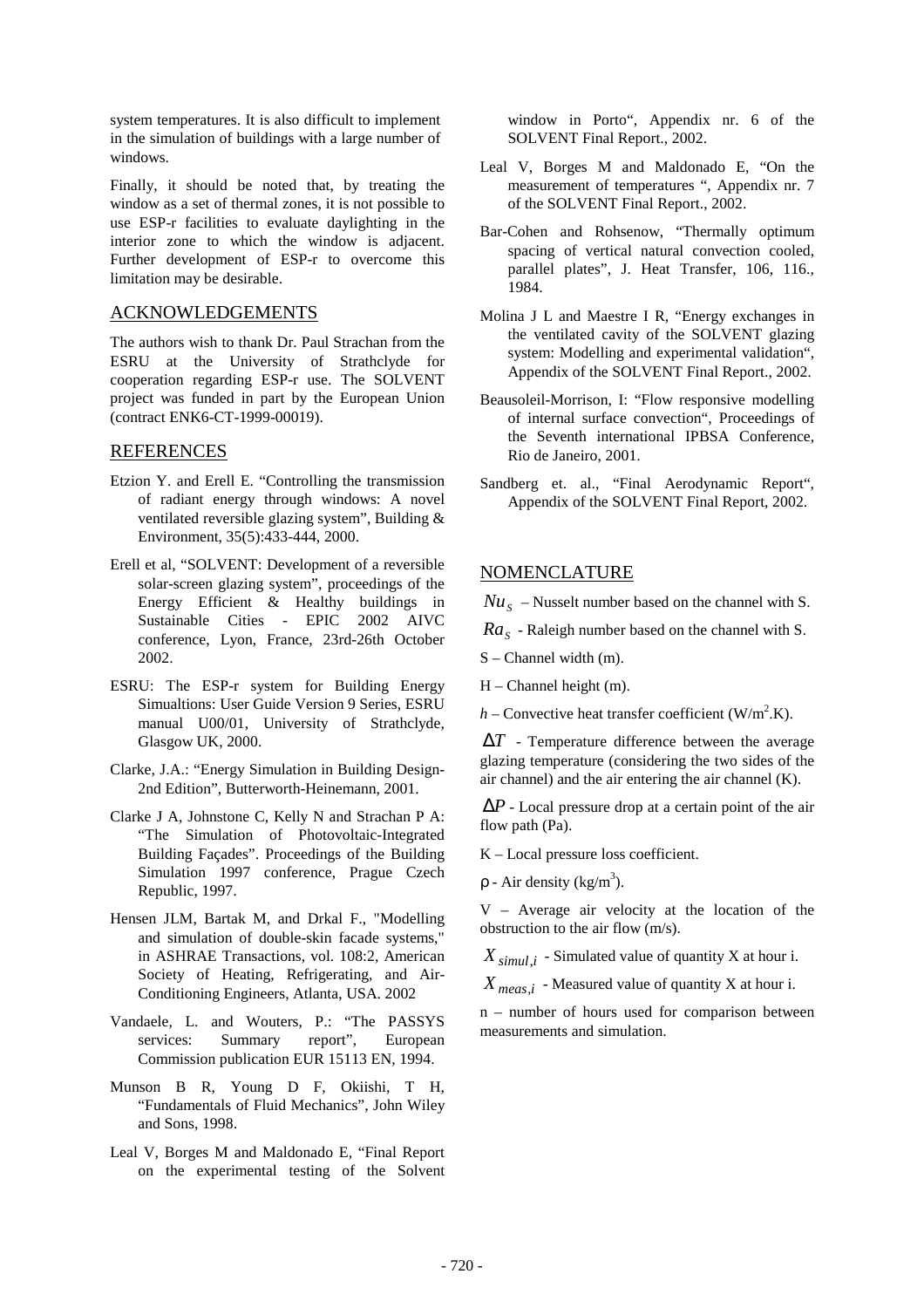system temperatures. It is also difficult to implement in the simulation of buildings with a large number of windows.

Finally, it should be noted that, by treating the window as a set of thermal zones, it is not possible to use ESP-r facilities to evaluate daylighting in the interior zone to which the window is adjacent. Further development of ESP-r to overcome this limitation may be desirable.

## ACKNOWLEDGEMENTS

The authors wish to thank Dr. Paul Strachan from the ESRU at the University of Strathclyde for cooperation regarding ESP-r use. The SOLVENT project was funded in part by the European Union (contract ENK6-CT-1999-00019).

## REFERENCES

Etzion Y. and Erell E. "Controlling the transmission of radiant energy through windows: A novel ventilated reversible glazing system", Building & Environment, 35(5):433-444, 2000.

Erell et al, "SOLVENT: Development of a reversible solar-screen glazing system", proceedings of the Energy Efficient & Healthy buildings in Sustainable Cities - EPIC 2002 AIVC conference, Lyon, France, 23rd-26th October 2002.

ESRU: The ESP-r system for Building Energy Simualtions: User Guide Version 9 Series, ESRU manual U00/01, University of Strathclyde, Glasgow UK, 2000.

Clarke, J.A.: "Energy Simulation in Building Design-2nd Edition", Butterworth-Heinemann, 2001.

Clarke J A, Johnstone C, Kelly N and Strachan P A: "The Simulation of Photovoltaic-Integrated Building Façades". Proceedings of the Building Simulation 1997 conference, Prague Czech Republic, 1997.

Hensen JLM, Bartak M, and Drkal F., "Modelling and simulation of double-skin facade systems," in ASHRAE Transactions, vol. 108:2, American Society of Heating, Refrigerating, and Air-Conditioning Engineers, Atlanta, USA. 2002

Vandaele, L. and Wouters, P.: "The PASSYS services: Summary report", European Commission publication EUR 15113 EN, 1994.

Munson B R, Young D F, Okiishi, T H, "Fundamentals of Fluid Mechanics", John Wiley and Sons, 1998.

Leal V, Borges M and Maldonado E, "Final Report on the experimental testing of the Solvent window in Porto", Appendix nr. 6 of the SOLVENT Final Report., 2002.

Leal V, Borges M and Maldonado E, "On the measurement of temperatures ", Appendix nr. 7 of the SOLVENT Final Report., 2002.

Bar-Cohen and Rohsenow, "Thermally optimum spacing of vertical natural convection cooled, parallel plates", J. Heat Transfer, 106, 116., 1984.

Molina J L and Maestre I R, "Energy exchanges in the ventilated cavity of the SOLVENT glazing system: Modelling and experimental validation", Appendix of the SOLVENT Final Report., 2002.

Beausoleil-Morrison, I: "Flow responsive modelling of internal surface convection", Proceedings of the Seventh international IPBSA Conference, Rio de Janeiro, 2001.

Sandberg et. al., "Final Aerodynamic Report", Appendix of the SOLVENT Final Report, 2002.

## NOMENCLATURE

$Nu_S$ – Nusselt number based on the channel with S.

$Ra_S$ - Raleigh number based on the channel with S.

S – Channel width (m).

H – Channel height (m).

$h$ – Convective heat transfer coefficient ($W/m^2.K$).

$\Delta T$ - Temperature difference between the average glazing temperature (considering the two sides of the air channel) and the air entering the air channel (K).

$\Delta P$ - Local pressure drop at a certain point of the air flow path (Pa).

K – Local pressure loss coefficient.

$\rho$ - Air density ($kg/m^3$).

V – Average air velocity at the location of the obstruction to the air flow (m/s).

$X_{simul,i}$ - Simulated value of quantity X at hour i.

$X_{meas,i}$ - Measured value of quantity X at hour i.

n – number of hours used for comparison between measurements and simulation.